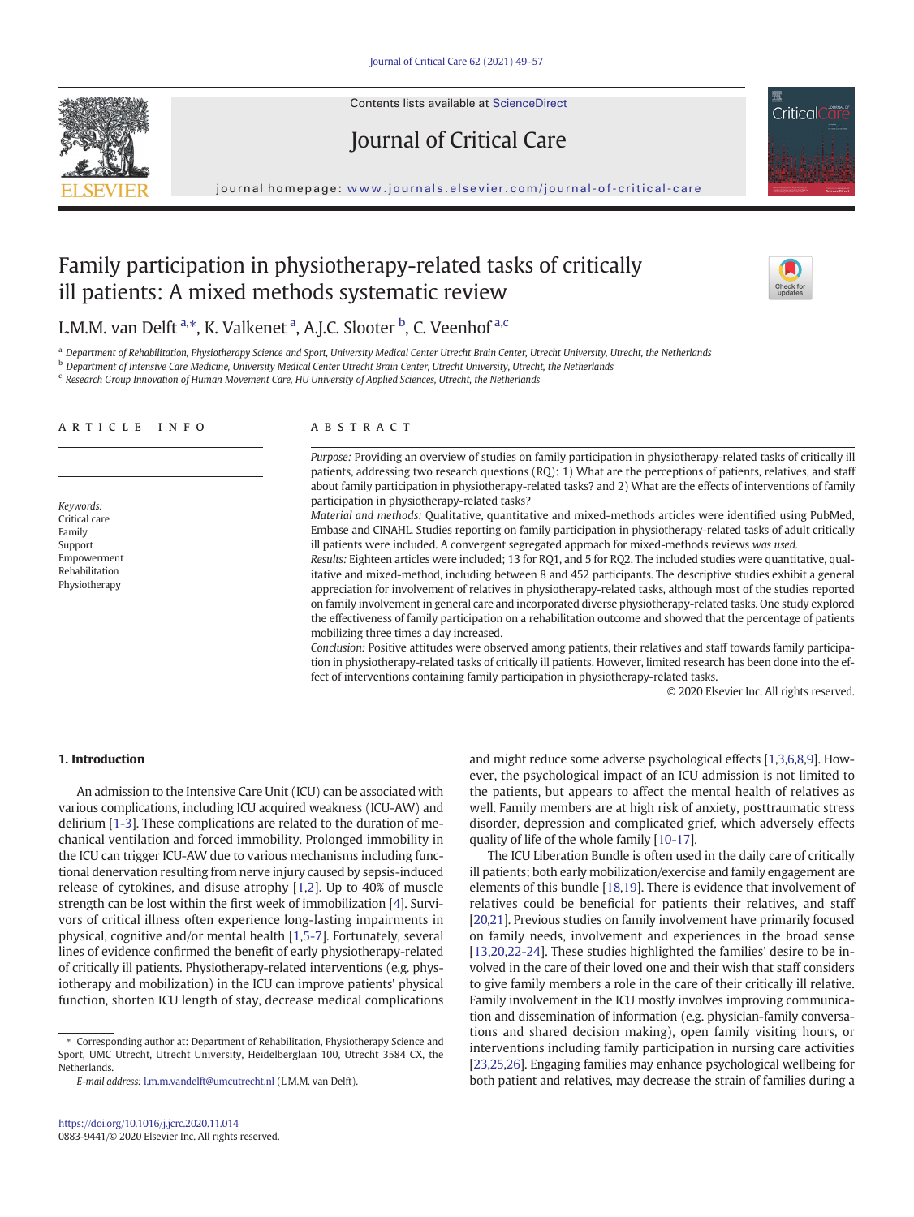# Family participation in physiotherapy-related tasks of critically ill patients: A mixed methods systematic review

L.M.M. van Delft [a,*], K. Valkenet [a], A.J.C. Slooter [b], C. Veenhof [a,c]

[a] Department of Rehabilitation, Physiotherapy Science and Sport, University Medical Center Utrecht Brain Center, Utrecht University, Utrecht, the Netherlands
[b] Department of Intensive Care Medicine, University Medical Center Utrecht Brain Center, Utrecht University, Utrecht, the Netherlands
[c] Research Group Innovation of Human Movement Care, HU University of Applied Sciences, Utrecht, the Netherlands

## ARTICLE INFO

*Keywords:*
Critical care
Family
Support
Empowerment
Rehabilitation
Physiotherapy

## ABSTRACT

*Purpose:* Providing an overview of studies on family participation in physiotherapy-related tasks of critically ill patients, addressing two research questions (RQ): 1) What are the perceptions of patients, relatives, and staff about family participation in physiotherapy-related tasks? and 2) What are the effects of interventions of family participation in physiotherapy-related tasks?

*Material and methods:* Qualitative, quantitative and mixed-methods articles were identified using PubMed, Embase and CINAHL. Studies reporting on family participation in physiotherapy-related tasks of adult critically ill patients were included. A convergent segregated approach for mixed-methods reviews *was used.*

*Results:* Eighteen articles were included; 13 for RQ1, and 5 for RQ2. The included studies were quantitative, qualitative and mixed-method, including between 8 and 452 participants. The descriptive studies exhibit a general appreciation for involvement of relatives in physiotherapy-related tasks, although most of the studies reported on family involvement in general care and incorporated diverse physiotherapy-related tasks. One study explored the effectiveness of family participation on a rehabilitation outcome and showed that the percentage of patients mobilizing three times a day increased.

*Conclusion:* Positive attitudes were observed among patients, their relatives and staff towards family participation in physiotherapy-related tasks of critically ill patients. However, limited research has been done into the effect of interventions containing family participation in physiotherapy-related tasks.

© 2020 Elsevier Inc. All rights reserved.

## 1. Introduction

An admission to the Intensive Care Unit (ICU) can be associated with various complications, including ICU acquired weakness (ICU-AW) and delirium [1-3]. These complications are related to the duration of mechanical ventilation and forced immobility. Prolonged immobility in the ICU can trigger ICU-AW due to various mechanisms including functional denervation resulting from nerve injury caused by sepsis-induced release of cytokines, and disuse atrophy [1,2]. Up to 40% of muscle strength can be lost within the first week of immobilization [4]. Survivors of critical illness often experience long-lasting impairments in physical, cognitive and/or mental health [1,5-7]. Fortunately, several lines of evidence confirmed the benefit of early physiotherapy-related of critically ill patients. Physiotherapy-related interventions (e.g. physiotherapy and mobilization) in the ICU can improve patients' physical function, shorten ICU length of stay, decrease medical complications and might reduce some adverse psychological effects [1,3,6,8,9]. However, the psychological impact of an ICU admission is not limited to the patients, but appears to affect the mental health of relatives as well. Family members are at high risk of anxiety, posttraumatic stress disorder, depression and complicated grief, which adversely effects quality of life of the whole family [10-17].

The ICU Liberation Bundle is often used in the daily care of critically ill patients; both early mobilization/exercise and family engagement are elements of this bundle [18,19]. There is evidence that involvement of relatives could be beneficial for patients their relatives, and staff [20,21]. Previous studies on family involvement have primarily focused on family needs, involvement and experiences in the broad sense [13,20,22-24]. These studies highlighted the families' desire to be involved in the care of their loved one and their wish that staff considers to give family members a role in the care of their critically ill relative. Family involvement in the ICU mostly involves improving communication and dissemination of information (e.g. physician-family conversations and shared decision making), open family visiting hours, or interventions including family participation in nursing care activities [23,25,26]. Engaging families may enhance psychological wellbeing for both patient and relatives, may decrease the strain of families during a

* Corresponding author at: Department of Rehabilitation, Physiotherapy Science and Sport, UMC Utrecht, Utrecht University, Heidelberglaan 100, Utrecht 3584 CX, the Netherlands.
*E-mail address:* l.m.m.vandelft@umcutrecht.nl (L.M.M. van Delft).

https://doi.org/10.1016/j.jcrc.2020.11.014
0883-9441/© 2020 Elsevier Inc. All rights reserved.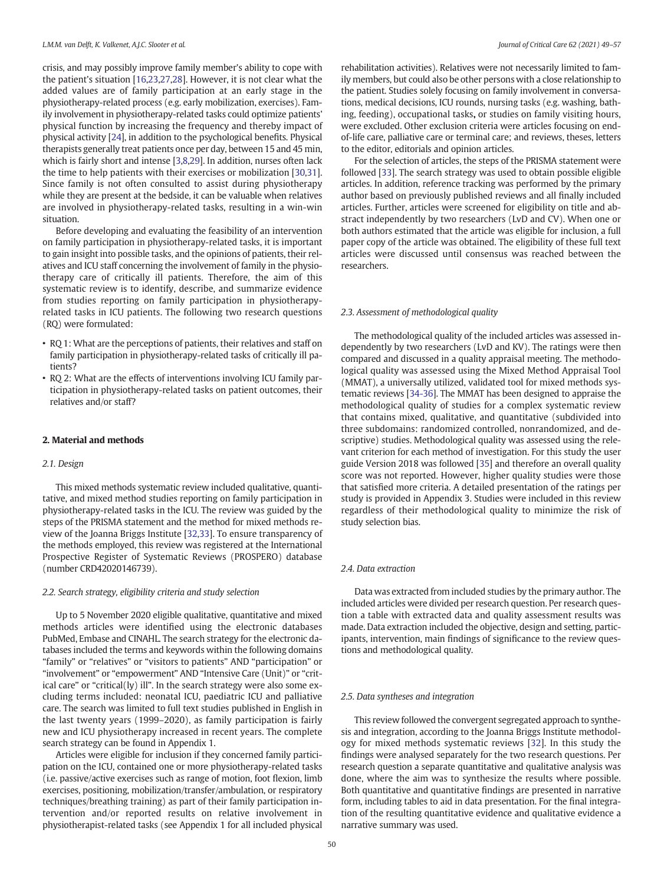crisis, and may possibly improve family member's ability to cope with the patient's situation [16,23,27,28]. However, it is not clear what the added values are of family participation at an early stage in the physiotherapy-related process (e.g. early mobilization, exercises). Family involvement in physiotherapy-related tasks could optimize patients' physical function by increasing the frequency and thereby impact of physical activity [24], in addition to the psychological benefits. Physical therapists generally treat patients once per day, between 15 and 45 min, which is fairly short and intense [3,8,29]. In addition, nurses often lack the time to help patients with their exercises or mobilization [30,31]. Since family is not often consulted to assist during physiotherapy while they are present at the bedside, it can be valuable when relatives are involved in physiotherapy-related tasks, resulting in a win-win situation.

Before developing and evaluating the feasibility of an intervention on family participation in physiotherapy-related tasks, it is important to gain insight into possible tasks, and the opinions of patients, their relatives and ICU staff concerning the involvement of family in the physiotherapy care of critically ill patients. Therefore, the aim of this systematic review is to identify, describe, and summarize evidence from studies reporting on family participation in physiotherapy-related tasks in ICU patients. The following two research questions (RQ) were formulated:

- RQ 1: What are the perceptions of patients, their relatives and staff on family participation in physiotherapy-related tasks of critically ill patients?
- RQ 2: What are the effects of interventions involving ICU family participation in physiotherapy-related tasks on patient outcomes, their relatives and/or staff?

## 2. Material and methods

### 2.1. Design

This mixed methods systematic review included qualitative, quantitative, and mixed method studies reporting on family participation in physiotherapy-related tasks in the ICU. The review was guided by the steps of the PRISMA statement and the method for mixed methods review of the Joanna Briggs Institute [32,33]. To ensure transparency of the methods employed, this review was registered at the International Prospective Register of Systematic Reviews (PROSPERO) database (number CRD42020146739).

### 2.2. Search strategy, eligibility criteria and study selection

Up to 5 November 2020 eligible qualitative, quantitative and mixed methods articles were identified using the electronic databases PubMed, Embase and CINAHL. The search strategy for the electronic databases included the terms and keywords within the following domains "family" or "relatives" or "visitors to patients" AND "participation" or "involvement" or "empowerment" AND "Intensive Care (Unit)" or "critical care" or "critical(ly) ill". In the search strategy were also some excluding terms included: neonatal ICU, paediatric ICU and palliative care. The search was limited to full text studies published in English in the last twenty years (1999–2020), as family participation is fairly new and ICU physiotherapy increased in recent years. The complete search strategy can be found in Appendix 1.

Articles were eligible for inclusion if they concerned family participation on the ICU, contained one or more physiotherapy-related tasks (i.e. passive/active exercises such as range of motion, foot flexion, limb exercises, positioning, mobilization/transfer/ambulation, or respiratory techniques/breathing training) as part of their family participation intervention and/or reported results on relative involvement in physiotherapist-related tasks (see Appendix 1 for all included physical rehabilitation activities). Relatives were not necessarily limited to family members, but could also be other persons with a close relationship to the patient. Studies solely focusing on family involvement in conversations, medical decisions, ICU rounds, nursing tasks (e.g. washing, bathing, feeding), occupational tasks, or studies on family visiting hours, were excluded. Other exclusion criteria were articles focusing on end-of-life care, palliative care or terminal care; and reviews, theses, letters to the editor, editorials and opinion articles.

For the selection of articles, the steps of the PRISMA statement were followed [33]. The search strategy was used to obtain possible eligible articles. In addition, reference tracking was performed by the primary author based on previously published reviews and all finally included articles. Further, articles were screened for eligibility on title and abstract independently by two researchers (LvD and CV). When one or both authors estimated that the article was eligible for inclusion, a full paper copy of the article was obtained. The eligibility of these full text articles were discussed until consensus was reached between the researchers.

### 2.3. Assessment of methodological quality

The methodological quality of the included articles was assessed independently by two researchers (LvD and KV). The ratings were then compared and discussed in a quality appraisal meeting. The methodological quality was assessed using the Mixed Method Appraisal Tool (MMAT), a universally utilized, validated tool for mixed methods systematic reviews [34-36]. The MMAT has been designed to appraise the methodological quality of studies for a complex systematic review that contains mixed, qualitative, and quantitative (subdivided into three subdomains: randomized controlled, nonrandomized, and descriptive) studies. Methodological quality was assessed using the relevant criterion for each method of investigation. For this study the user guide Version 2018 was followed [35] and therefore an overall quality score was not reported. However, higher quality studies were those that satisfied more criteria. A detailed presentation of the ratings per study is provided in Appendix 3. Studies were included in this review regardless of their methodological quality to minimize the risk of study selection bias.

### 2.4. Data extraction

Data was extracted from included studies by the primary author. The included articles were divided per research question. Per research question a table with extracted data and quality assessment results was made. Data extraction included the objective, design and setting, participants, intervention, main findings of significance to the review questions and methodological quality.

### 2.5. Data syntheses and integration

This review followed the convergent segregated approach to synthesis and integration, according to the Joanna Briggs Institute methodology for mixed methods systematic reviews [32]. In this study the findings were analysed separately for the two research questions. Per research question a separate quantitative and qualitative analysis was done, where the aim was to synthesize the results where possible. Both quantitative and quantitative findings are presented in narrative form, including tables to aid in data presentation. For the final integration of the resulting quantitative evidence and qualitative evidence a narrative summary was used.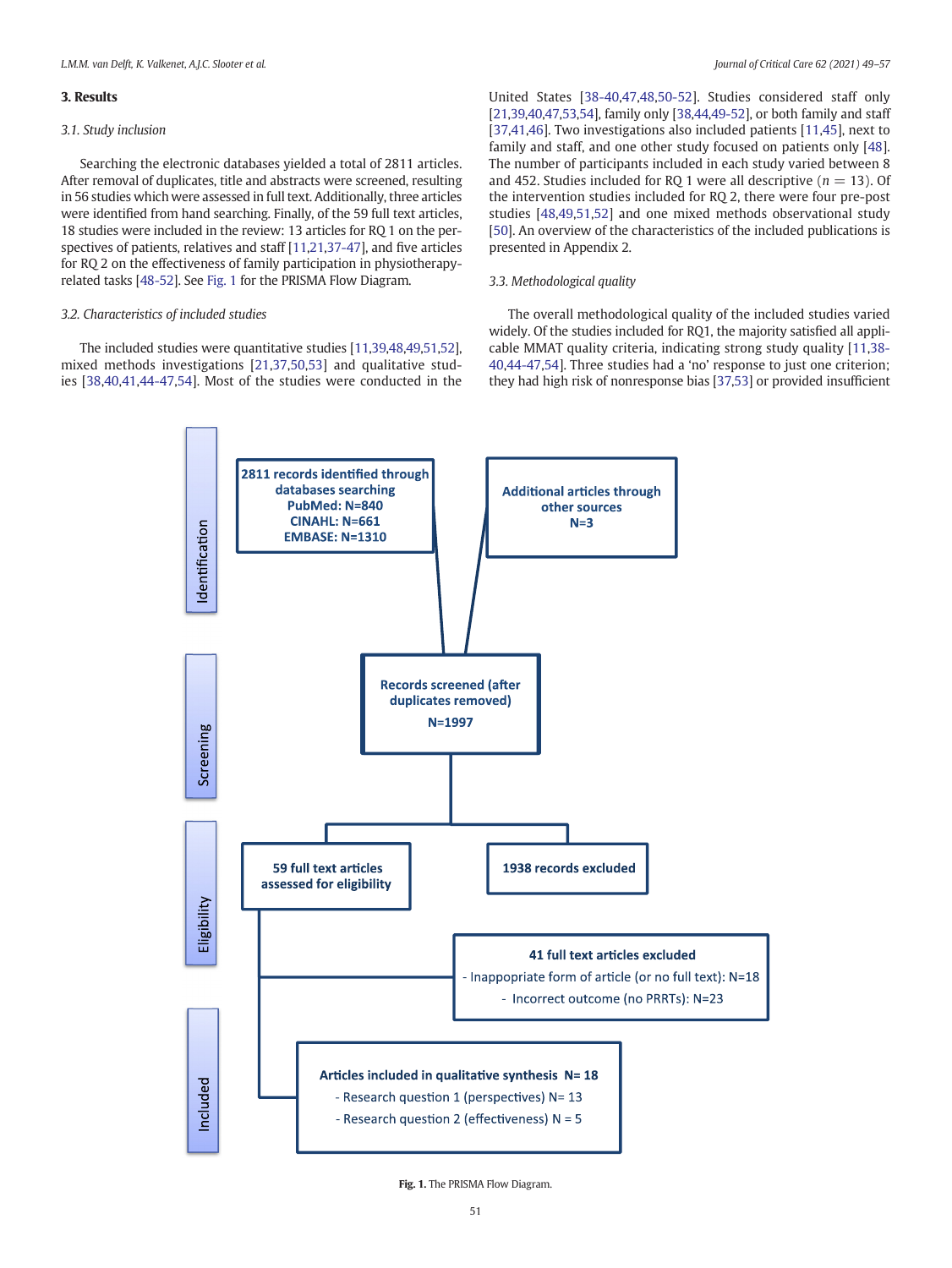## 3. Results

### 3.1. Study inclusion

Searching the electronic databases yielded a total of 2811 articles. After removal of duplicates, title and abstracts were screened, resulting in 56 studies which were assessed in full text. Additionally, three articles were identified from hand searching. Finally, of the 59 full text articles, 18 studies were included in the review: 13 articles for RQ 1 on the perspectives of patients, relatives and staff [11,21,37-47], and five articles for RQ 2 on the effectiveness of family participation in physiotherapy-related tasks [48-52]. See Fig. 1 for the PRISMA Flow Diagram.

### 3.2. Characteristics of included studies

The included studies were quantitative studies [11,39,48,49,51,52], mixed methods investigations [21,37,50,53] and qualitative studies [38,40,41,44-47,54]. Most of the studies were conducted in the United States [38-40,47,48,50-52]. Studies considered staff only [21,39,40,47,53,54], family only [38,44,49-52], or both family and staff [37,41,46]. Two investigations also included patients [11,45], next to family and staff, and one other study focused on patients only [48]. The number of participants included in each study varied between 8 and 452. Studies included for RQ 1 were all descriptive ($n = 13$). Of the intervention studies included for RQ 2, there were four pre-post studies [48,49,51,52] and one mixed methods observational study [50]. An overview of the characteristics of the included publications is presented in Appendix 2.

### 3.3. Methodological quality

The overall methodological quality of the included studies varied widely. Of the studies included for RQ1, the majority satisfied all applicable MMAT quality criteria, indicating strong study quality [11,38-40,44-47,54]. Three studies had a 'no' response to just one criterion; they had high risk of nonresponse bias [37,53] or provided insufficient

**Identification**
- 2811 records identified through databases searching — PubMed: N=840; CINAHL: N=661; EMBASE: N=1310
- Additional articles through other sources — N=3

**Screening**
- Records screened (after duplicates removed) — N=1997

**Eligibility**
- 59 full text articles assessed for eligibility
- 1938 records excluded
- 41 full text articles excluded
  - Inappropriate form of article (or no full text): N=18
  - Incorrect outcome (no PRRTs): N=23

**Included**
- Articles included in qualitative synthesis N= 18
  - Research question 1 (perspectives) N= 13
  - Research question 2 (effectiveness) N = 5

**Fig. 1.** The PRISMA Flow Diagram.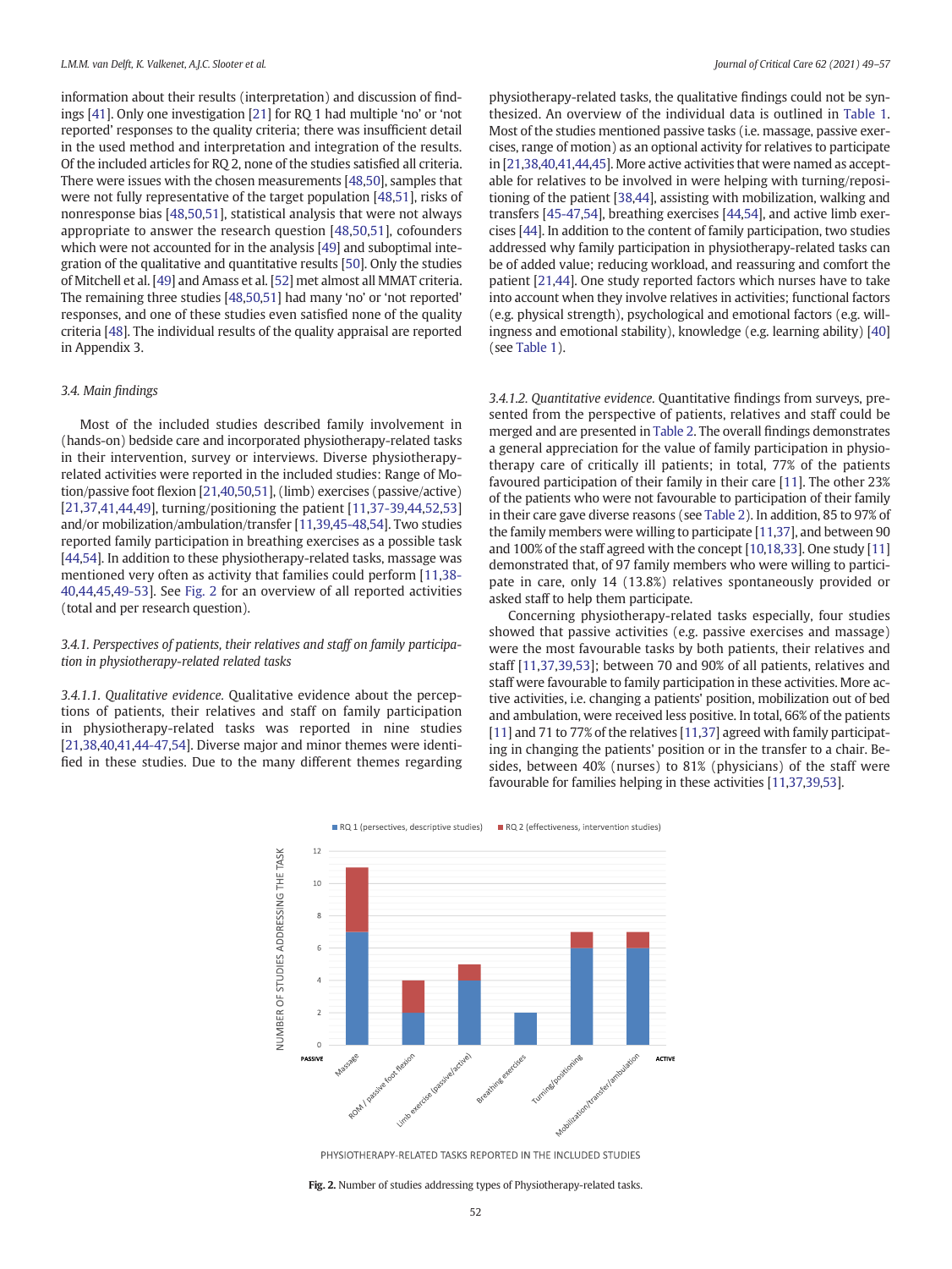information about their results (interpretation) and discussion of findings [41]. Only one investigation [21] for RQ 1 had multiple 'no' or 'not reported' responses to the quality criteria; there was insufficient detail in the used method and interpretation and integration of the results. Of the included articles for RQ 2, none of the studies satisfied all criteria. There were issues with the chosen measurements [48,50], samples that were not fully representative of the target population [48,51], risks of nonresponse bias [48,50,51], statistical analysis that were not always appropriate to answer the research question [48,50,51], cofounders which were not accounted for in the analysis [49] and suboptimal integration of the qualitative and quantitative results [50]. Only the studies of Mitchell et al. [49] and Amass et al. [52] met almost all MMAT criteria. The remaining three studies [48,50,51] had many 'no' or 'not reported' responses, and one of these studies even satisfied none of the quality criteria [48]. The individual results of the quality appraisal are reported in Appendix 3.

### 3.4. Main findings

Most of the included studies described family involvement in (hands-on) bedside care and incorporated physiotherapy-related tasks in their intervention, survey or interviews. Diverse physiotherapy-related activities were reported in the included studies: Range of Motion/passive foot flexion [21,40,50,51], (limb) exercises (passive/active) [21,37,41,44,49], turning/positioning the patient [11,37-39,44,52,53] and/or mobilization/ambulation/transfer [11,39,45-48,54]. Two studies reported family participation in breathing exercises as a possible task [44,54]. In addition to these physiotherapy-related tasks, massage was mentioned very often as activity that families could perform [11,38-40,44,45,49-53]. See Fig. 2 for an overview of all reported activities (total and per research question).

#### 3.4.1. Perspectives of patients, their relatives and staff on family participation in physiotherapy-related related tasks

*3.4.1.1. Qualitative evidence.* Qualitative evidence about the perceptions of patients, their relatives and staff on family participation in physiotherapy-related tasks was reported in nine studies [21,38,40,41,44-47,54]. Diverse major and minor themes were identified in these studies. Due to the many different themes regarding physiotherapy-related tasks, the qualitative findings could not be synthesized. An overview of the individual data is outlined in Table 1. Most of the studies mentioned passive tasks (i.e. massage, passive exercises, range of motion) as an optional activity for relatives to participate in [21,38,40,41,44,45]. More active activities that were named as acceptable for relatives to be involved in were helping with turning/repositioning of the patient [38,44], assisting with mobilization, walking and transfers [45-47,54], breathing exercises [44,54], and active limb exercises [44]. In addition to the content of family participation, two studies addressed why family participation in physiotherapy-related tasks can be of added value; reducing workload, and reassuring and comfort the patient [21,44]. One study reported factors which nurses have to take into account when they involve relatives in activities; functional factors (e.g. physical strength), psychological and emotional factors (e.g. willingness and emotional stability), knowledge (e.g. learning ability) [40] (see Table 1).

*3.4.1.2. Quantitative evidence.* Quantitative findings from surveys, presented from the perspective of patients, relatives and staff could be merged and are presented in Table 2. The overall findings demonstrates a general appreciation for the value of family participation in physiotherapy care of critically ill patients; in total, 77% of the patients favoured participation of their family in their care [11]. The other 23% of the patients who were not favourable to participation of their family in their care gave diverse reasons (see Table 2). In addition, 85 to 97% of the family members were willing to participate [11,37], and between 90 and 100% of the staff agreed with the concept [10,18,33]. One study [11] demonstrated that, of 97 family members who were willing to participate in care, only 14 (13.8%) relatives spontaneously provided or asked staff to help them participate.

Concerning physiotherapy-related tasks especially, four studies showed that passive activities (e.g. passive exercises and massage) were the most favourable tasks by both patients, their relatives and staff [11,37,39,53]; between 70 and 90% of all patients, relatives and staff were favourable to family participation in these activities. More active activities, i.e. changing a patients' position, mobilization out of bed and ambulation, were received less positive. In total, 66% of the patients [11] and 71 to 77% of the relatives [11,37] agreed with family participating in changing the patients' position or in the transfer to a chair. Besides, between 40% (nurses) to 81% (physicians) of the staff were favourable for families helping in these activities [11,37,39,53].

**Fig. 2.** Number of studies addressing types of Physiotherapy-related tasks.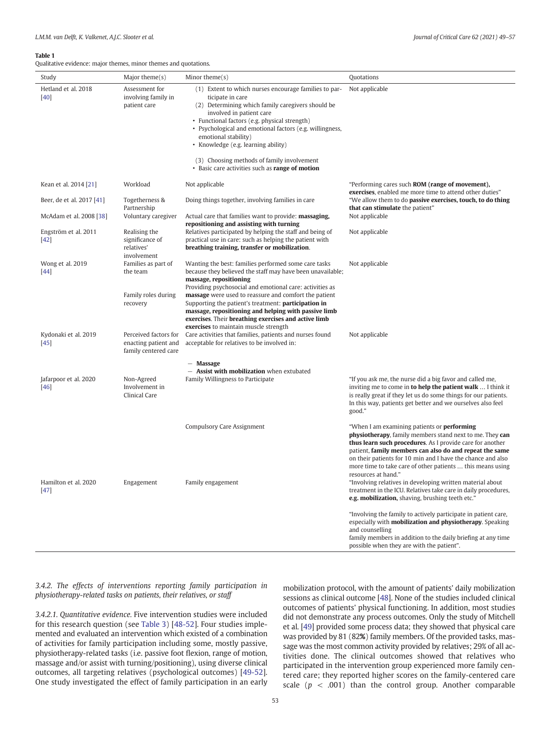**Table 1**
Qualitative evidence: major themes, minor themes and quotations.

| Study | Major theme(s) | Minor theme(s) | Quotations |
|---|---|---|---|
| Hetland et al. 2018 [40] | Assessment for involving family in patient care | (1) Extent to which nurses encourage families to participate in care<br>(2) Determining which family caregivers should be involved in patient care<br>• Functional factors (e.g. physical strength)<br>• Psychological and emotional factors (e.g. willingness, emotional stability)<br>• Knowledge (e.g. learning ability)<br>(3) Choosing methods of family involvement<br>• Basic care activities such as **range of motion** | Not applicable |
| Kean et al. 2014 [21] | Workload | Not applicable | "Performing cares such **ROM (range of movement), exercises**, enabled me more time to attend other duties" |
| Beer, de et al. 2017 [41] | Togetherness & Partnership | Doing things together, involving families in care | "We allow them to do **passive exercises, touch, to do thing that can stimulate** the patient" |
| McAdam et al. 2008 [38] | Voluntary caregiver | Actual care that families want to provide: **massaging, repositioning and assisting with turning** | Not applicable |
| Engström et al. 2011 [42] | Realising the significance of relatives' involvement | Relatives participated by helping the staff and being of practical use in care: such as helping the patient with **breathing training, transfer or mobilization**. | Not applicable |
| Wong et al. 2019 [44] | Families as part of the team | Wanting the best: families performed some care tasks because they believed the staff may have been unavailable; **massage, repositioning** | Not applicable |
| | Family roles during recovery | Providing psychosocial and emotional care: activities as **massage** were used to reassure and comfort the patient<br>Supporting the patient's treatment: **participation in massage, repositioning and helping with passive limb exercises**. Their **breathing exercises and active limb exercises** to maintain muscle strength | |
| Kydonaki et al. 2019 [45] | Perceived factors for enacting patient and family centered care | Care activities that families, patients and nurses found acceptable for relatives to be involved in:<br>− **Massage**<br>− **Assist with mobilization** when extubated | Not applicable |
| Jafarpoor et al. 2020 [46] | Non-Agreed Involvement in Clinical Care | Family Willingness to Participate | "If you ask me, the nurse did a big favor and called me, inviting me to come in **to help the patient walk** … I think it is really great if they let us do some things for our patients. In this way, patients get better and we ourselves also feel good." |
| | | Compulsory Care Assignment | "When I am examining patients or **performing physiotherapy**, family members stand next to me. They **can thus learn such procedures**. As I provide care for another patient, **family members can also do and repeat the same** on their patients for 10 min and I have the chance and also more time to take care of other patients … this means using resources at hand." |
| Hamilton et al. 2020 [47] | Engagement | Family engagement | "Involving relatives in developing written material about treatment in the ICU. Relatives take care in daily procedures, **e.g. mobilization,** shaving, brushing teeth etc."<br><br>"Involving the family to actively participate in patient care, especially with **mobilization and physiotherapy**. Speaking and counselling family members in addition to the daily briefing at any time possible when they are with the patient". |

*3.4.2. The effects of interventions reporting family participation in physiotherapy-related tasks on patients, their relatives, or staff*

*3.4.2.1. Quantitative evidence.* Five intervention studies were included for this research question (see Table 3) [48-52]. Four studies implemented and evaluated an intervention which existed of a combination of activities for family participation including some, mostly passive, physiotherapy-related tasks (i.e. passive foot flexion, range of motion, massage and/or assist with turning/positioning), using diverse clinical outcomes, all targeting relatives (psychological outcomes) [49-52]. One study investigated the effect of family participation in an early mobilization protocol, with the amount of patients' daily mobilization sessions as clinical outcome [48]. None of the studies included clinical outcomes of patients' physical functioning. In addition, most studies did not demonstrate any process outcomes. Only the study of Mitchell et al. [49] provided some process data; they showed that physical care was provided by 81 (82**%**) family members. Of the provided tasks, massage was the most common activity provided by relatives; 29% of all activities done. The clinical outcomes showed that relatives who participated in the intervention group experienced more family centered care; they reported higher scores on the family-centered care scale ($p < .001$) than the control group. Another comparable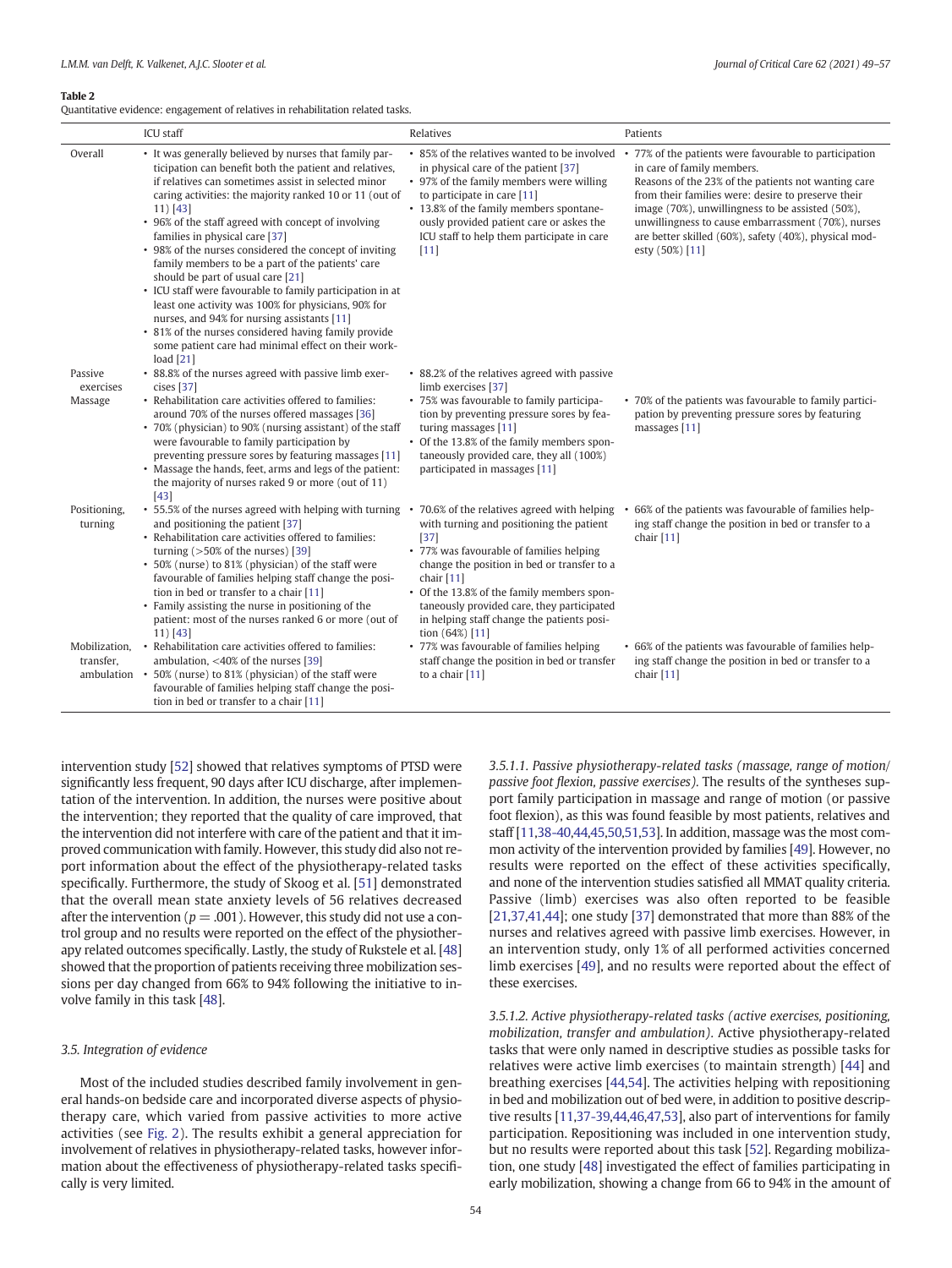**Table 2**
Quantitative evidence: engagement of relatives in rehabilitation related tasks.

| | ICU staff | Relatives | Patients |
|---|---|---|---|
| Overall | • It was generally believed by nurses that family participation can benefit both the patient and relatives, if relatives can sometimes assist in selected minor caring activities: the majority ranked 10 or 11 (out of 11) [43]<br>• 96% of the staff agreed with concept of involving families in physical care [37]<br>• 98% of the nurses considered the concept of inviting family members to be a part of the patients' care should be part of usual care [21]<br>• ICU staff were favourable to family participation in at least one activity was 100% for physicians, 90% for nurses, and 94% for nursing assistants [11]<br>• 81% of the nurses considered having family provide some patient care had minimal effect on their workload [21] | • 85% of the relatives wanted to be involved in physical care of the patient [37]<br>• 97% of the family members were willing to participate in care [11]<br>• 13.8% of the family members spontaneously provided patient care or askes the ICU staff to help them participate in care [11] | • 77% of the patients were favourable to participation in care of family members.<br>Reasons of the 23% of the patients not wanting care from their families were: desire to preserve their image (70%), unwillingness to be assisted (50%), unwillingness to cause embarrassment (70%), nurses are better skilled (60%), safety (40%), physical modesty (50%) [11] |
| Passive exercises | • 88.8% of the nurses agreed with passive limb exercises [37] | • 88.2% of the relatives agreed with passive limb exercises [37] | |
| Massage | • Rehabilitation care activities offered to families: around 70% of the nurses offered massages [36]<br>• 70% (physician) to 90% (nursing assistant) of the staff were favourable to family participation by preventing pressure sores by featuring massages [11]<br>• Massage the hands, feet, arms and legs of the patient: the majority of nurses raked 9 or more (out of 11) [43] | • 75% was favourable to family participation by preventing pressure sores by featuring massages [11]<br>• Of the 13.8% of the family members spontaneously provided care, they all (100%) participated in massages [11] | • 70% of the patients was favourable to family participation by preventing pressure sores by featuring massages [11] |
| Positioning, turning | • 55.5% of the nurses agreed with helping with turning and positioning the patient [37]<br>• Rehabilitation care activities offered to families: turning (>50% of the nurses) [39]<br>• 50% (nurse) to 81% (physician) of the staff were favourable of families helping staff change the position in bed or transfer to a chair [11]<br>• Family assisting the nurse in positioning of the patient: most of the nurses ranked 6 or more (out of 11) [43] | • 70.6% of the relatives agreed with helping with turning and positioning the patient [37]<br>• 77% was favourable of families helping change the position in bed or transfer to a chair [11]<br>• Of the 13.8% of the family members spontaneously provided care, they participated in helping staff change the patients position (64%) [11] | • 66% of the patients was favourable of families helping staff change the position in bed or transfer to a chair [11] |
| Mobilization, transfer, ambulation | • Rehabilitation care activities offered to families: ambulation, <40% of the nurses [39]<br>• 50% (nurse) to 81% (physician) of the staff were favourable of families helping staff change the position in bed or transfer to a chair [11] | • 77% was favourable of families helping staff change the position in bed or transfer to a chair [11] | • 66% of the patients was favourable of families helping staff change the position in bed or transfer to a chair [11] |

intervention study [52] showed that relatives symptoms of PTSD were significantly less frequent, 90 days after ICU discharge, after implementation of the intervention. In addition, the nurses were positive about the intervention; they reported that the quality of care improved, that the intervention did not interfere with care of the patient and that it improved communication with family. However, this study did also not report information about the effect of the physiotherapy-related tasks specifically. Furthermore, the study of Skoog et al. [51] demonstrated that the overall mean state anxiety levels of 56 relatives decreased after the intervention ($p = .001$). However, this study did not use a control group and no results were reported on the effect of the physiotherapy related outcomes specifically. Lastly, the study of Rukstele et al. [48] showed that the proportion of patients receiving three mobilization sessions per day changed from 66% to 94% following the initiative to involve family in this task [48].

### 3.5. Integration of evidence

Most of the included studies described family involvement in general hands-on bedside care and incorporated diverse aspects of physiotherapy care, which varied from passive activities to more active activities (see Fig. 2). The results exhibit a general appreciation for involvement of relatives in physiotherapy-related tasks, however information about the effectiveness of physiotherapy-related tasks specifically is very limited.

*3.5.1.1. Passive physiotherapy-related tasks (massage, range of motion/passive foot flexion, passive exercises).* The results of the syntheses support family participation in massage and range of motion (or passive foot flexion), as this was found feasible by most patients, relatives and staff [11,38-40,44,45,50,51,53]. In addition, massage was the most common activity of the intervention provided by families [49]. However, no results were reported on the effect of these activities specifically, and none of the intervention studies satisfied all MMAT quality criteria. Passive (limb) exercises was also often reported to be feasible [21,37,41,44]; one study [37] demonstrated that more than 88% of the nurses and relatives agreed with passive limb exercises. However, in an intervention study, only 1% of all performed activities concerned limb exercises [49], and no results were reported about the effect of these exercises.

*3.5.1.2. Active physiotherapy-related tasks (active exercises, positioning, mobilization, transfer and ambulation).* Active physiotherapy-related tasks that were only named in descriptive studies as possible tasks for relatives were active limb exercises (to maintain strength) [44] and breathing exercises [44,54]. The activities helping with repositioning in bed and mobilization out of bed were, in addition to positive descriptive results [11,37-39,44,46,47,53], also part of interventions for family participation. Repositioning was included in one intervention study, but no results were reported about this task [52]. Regarding mobilization, one study [48] investigated the effect of families participating in early mobilization, showing a change from 66 to 94% in the amount of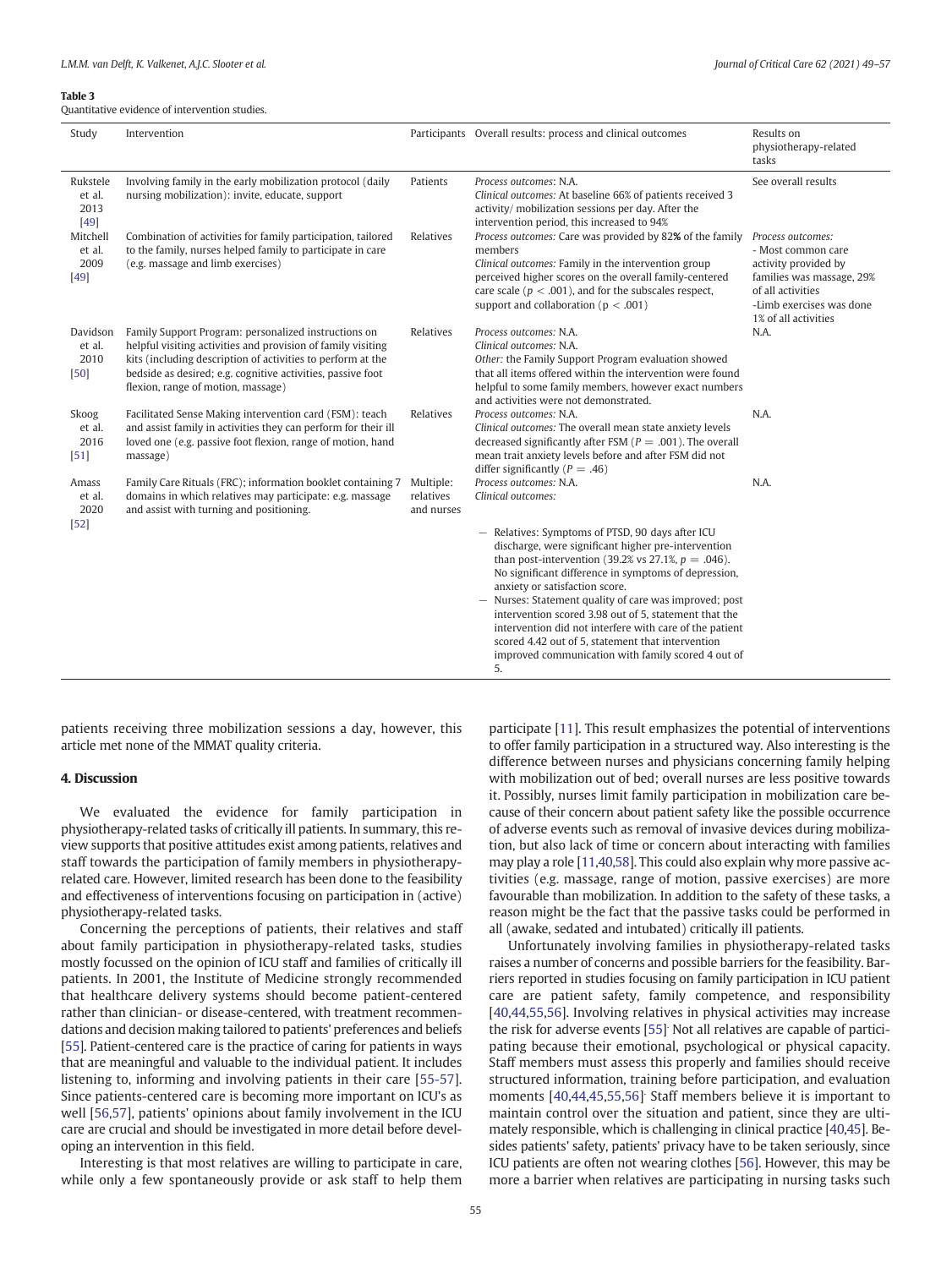**Table 3**
Quantitative evidence of intervention studies.

| Study | Intervention | Participants | Overall results: process and clinical outcomes | Results on physiotherapy-related tasks |
|---|---|---|---|---|
| Rukstele et al. 2013 [49] | Involving family in the early mobilization protocol (daily nursing mobilization): invite, educate, support | Patients | *Process outcomes*: N.A.<br>*Clinical outcomes:* At baseline 66% of patients received 3 activity/ mobilization sessions per day. After the intervention period, this increased to 94% | See overall results |
| Mitchell et al. 2009 [49] | Combination of activities for family participation, tailored to the family, nurses helped family to participate in care (e.g. massage and limb exercises) | Relatives | *Process outcomes:* Care was provided by 82**%** of the family members<br>*Clinical outcomes:* Family in the intervention group perceived higher scores on the overall family-centered care scale ($p < .001$), and for the subscales respect, support and collaboration ($p < .001$) | *Process outcomes:*<br>- Most common care activity provided by families was massage, 29% of all activities<br>-Limb exercises was done 1% of all activities |
| Davidson et al. 2010 [50] | Family Support Program: personalized instructions on helpful visiting activities and provision of family visiting kits (including description of activities to perform at the bedside as desired; e.g. cognitive activities, passive foot flexion, range of motion, massage) | Relatives | *Process outcomes:* N.A.<br>*Clinical outcomes:* N.A.<br>*Other:* the Family Support Program evaluation showed that all items offered within the intervention were found helpful to some family members, however exact numbers and activities were not demonstrated. | N.A. |
| Skoog et al. 2016 [51] | Facilitated Sense Making intervention card (FSM): teach and assist family in activities they can perform for their ill loved one (e.g. passive foot flexion, range of motion, hand massage) | Relatives | *Process outcomes:* N.A.<br>*Clinical outcomes:* The overall mean state anxiety levels decreased significantly after FSM ($P = .001$). The overall mean trait anxiety levels before and after FSM did not differ significantly ($P = .46$) | N.A. |
| Amass et al. 2020 [52] | Family Care Rituals (FRC); information booklet containing 7 domains in which relatives may participate: e.g. massage and assist with turning and positioning. | Multiple: relatives and nurses | *Process outcomes:* N.A.<br>*Clinical outcomes:*<br>— Relatives: Symptoms of PTSD, 90 days after ICU discharge, were significant higher pre-intervention than post-intervention (39.2% vs 27.1%, $p = .046$). No significant difference in symptoms of depression, anxiety or satisfaction score.<br>— Nurses: Statement quality of care was improved; post intervention scored 3.98 out of 5, statement that the intervention did not interfere with care of the patient scored 4.42 out of 5, statement that intervention improved communication with family scored 4 out of 5. | N.A. |

patients receiving three mobilization sessions a day, however, this article met none of the MMAT quality criteria.

## 4. Discussion

We evaluated the evidence for family participation in physiotherapy-related tasks of critically ill patients. In summary, this review supports that positive attitudes exist among patients, relatives and staff towards the participation of family members in physiotherapy-related care. However, limited research has been done to the feasibility and effectiveness of interventions focusing on participation in (active) physiotherapy-related tasks.

Concerning the perceptions of patients, their relatives and staff about family participation in physiotherapy-related tasks, studies mostly focussed on the opinion of ICU staff and families of critically ill patients. In 2001, the Institute of Medicine strongly recommended that healthcare delivery systems should become patient-centered rather than clinician- or disease-centered, with treatment recommendations and decision making tailored to patients' preferences and beliefs [55]. Patient-centered care is the practice of caring for patients in ways that are meaningful and valuable to the individual patient. It includes listening to, informing and involving patients in their care [55-57]. Since patients-centered care is becoming more important on ICU's as well [56,57], patients' opinions about family involvement in the ICU care are crucial and should be investigated in more detail before developing an intervention in this field.

Interesting is that most relatives are willing to participate in care, while only a few spontaneously provide or ask staff to help them participate [11]. This result emphasizes the potential of interventions to offer family participation in a structured way. Also interesting is the difference between nurses and physicians concerning family helping with mobilization out of bed; overall nurses are less positive towards it. Possibly, nurses limit family participation in mobilization care because of their concern about patient safety like the possible occurrence of adverse events such as removal of invasive devices during mobilization, but also lack of time or concern about interacting with families may play a role [11,40,58]. This could also explain why more passive activities (e.g. massage, range of motion, passive exercises) are more favourable than mobilization. In addition to the safety of these tasks, a reason might be the fact that the passive tasks could be performed in all (awake, sedated and intubated) critically ill patients.

Unfortunately involving families in physiotherapy-related tasks raises a number of concerns and possible barriers for the feasibility. Barriers reported in studies focusing on family participation in ICU patient care are patient safety, family competence, and responsibility [40,44,55,56]. Involving relatives in physical activities may increase the risk for adverse events [55]. Not all relatives are capable of participating because their emotional, psychological or physical capacity. Staff members must assess this properly and families should receive structured information, training before participation, and evaluation moments [40,44,45,55,56]. Staff members believe it is important to maintain control over the situation and patient, since they are ultimately responsible, which is challenging in clinical practice [40,45]. Besides patients' safety, patients' privacy have to be taken seriously, since ICU patients are often not wearing clothes [56]. However, this may be more a barrier when relatives are participating in nursing tasks such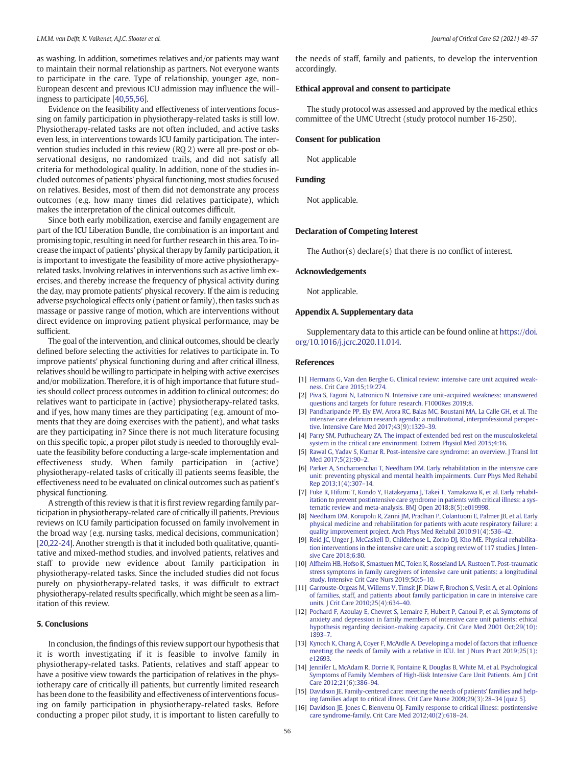as washing. In addition, sometimes relatives and/or patients may want to maintain their normal relationship as partners. Not everyone wants to participate in the care. Type of relationship, younger age, non-European descent and previous ICU admission may influence the willingness to participate [40,55,56].

Evidence on the feasibility and effectiveness of interventions focussing on family participation in physiotherapy-related tasks is still low. Physiotherapy-related tasks are not often included, and active tasks even less, in interventions towards ICU family participation. The intervention studies included in this review (RQ 2) were all pre-post or observational designs, no randomized trails, and did not satisfy all criteria for methodological quality. In addition, none of the studies included outcomes of patients' physical functioning, most studies focused on relatives. Besides, most of them did not demonstrate any process outcomes (e.g. how many times did relatives participate), which makes the interpretation of the clinical outcomes difficult.

Since both early mobilization, exercise and family engagement are part of the ICU Liberation Bundle, the combination is an important and promising topic, resulting in need for further research in this area. To increase the impact of patients' physical therapy by family participation, it is important to investigate the feasibility of more active physiotherapy-related tasks. Involving relatives in interventions such as active limb exercises, and thereby increase the frequency of physical activity during the day, may promote patients' physical recovery. If the aim is reducing adverse psychological effects only (patient or family), then tasks such as massage or passive range of motion, which are interventions without direct evidence on improving patient physical performance, may be sufficient.

The goal of the intervention, and clinical outcomes, should be clearly defined before selecting the activities for relatives to participate in. To improve patients' physical functioning during and after critical illness, relatives should be willing to participate in helping with active exercises and/or mobilization. Therefore, it is of high importance that future studies should collect process outcomes in addition to clinical outcomes: do relatives want to participate in (active) physiotherapy-related tasks, and if yes, how many times are they participating (e.g. amount of moments that they are doing exercises with the patient), and what tasks are they participating in? Since there is not much literature focusing on this specific topic, a proper pilot study is needed to thoroughly evaluate the feasibility before conducting a large-scale implementation and effectiveness study. When family participation in (active) physiotherapy-related tasks of critically ill patients seems feasible, the effectiveness need to be evaluated on clinical outcomes such as patient's physical functioning.

A strength of this review is that it is first review regarding family participation in physiotherapy-related care of critically ill patients. Previous reviews on ICU family participation focussed on family involvement in the broad way (e.g. nursing tasks, medical decisions, communication) [20,22-24]. Another strength is that it included both qualitative, quantitative and mixed-method studies, and involved patients, relatives and staff to provide new evidence about family participation in physiotherapy-related tasks. Since the included studies did not focus purely on physiotherapy-related tasks, it was difficult to extract physiotherapy-related results specifically, which might be seen as a limitation of this review.

## 5. Conclusions

In conclusion, the findings of this review support our hypothesis that it is worth investigating if it is feasible to involve family in physiotherapy-related tasks. Patients, relatives and staff appear to have a positive view towards the participation of relatives in the physiotherapy care of critically ill patients, but currently limited research has been done to the feasibility and effectiveness of interventions focusing on family participation in physiotherapy-related tasks. Before conducting a proper pilot study, it is important to listen carefully to the needs of staff, family and patients, to develop the intervention accordingly.

### Ethical approval and consent to participate

The study protocol was assessed and approved by the medical ethics committee of the UMC Utrecht (study protocol number 16-250).

### Consent for publication

Not applicable

### Funding

Not applicable.

### Declaration of Competing Interest

The Author(s) declare(s) that there is no conflict of interest.

### Acknowledgements

Not applicable.

### Appendix A. Supplementary data

Supplementary data to this article can be found online at https://doi.org/10.1016/j.jcrc.2020.11.014.

### References

[1] Hermans G, Van den Berghe G. Clinical review: intensive care unit acquired weakness. Crit Care 2015;19:274.

[2] Piva S, Fagoni N, Latronico N. Intensive care unit-acquired weakness: unanswered questions and targets for future research. F1000Res 2019;8.

[3] Pandharipande PP, Ely EW, Arora RC, Balas MC, Boustani MA, La Calle GH, et al. The intensive care delirium research agenda: a multinational, interprofessional perspective. Intensive Care Med 2017;43(9):1329–39.

[4] Parry SM, Puthucheary ZA. The impact of extended bed rest on the musculoskeletal system in the critical care environment. Extrem Physiol Med 2015;4:16.

[5] Rawal G, Yadav S, Kumar R. Post-intensive care syndrome: an overview. J Transl Int Med 2017;5(2):90–2.

[6] Parker A, Sricharoenchai T, Needham DM. Early rehabilitation in the intensive care unit: preventing physical and mental health impairments. Curr Phys Med Rehabil Rep 2013;1(4):307–14.

[7] Fuke R, Hifumi T, Kondo Y, Hatakeyama J, Takei T, Yamakawa K, et al. Early rehabilitation to prevent postintensive care syndrome in patients with critical illness: a systematic review and meta-analysis. BMJ Open 2018;8(5):e019998.

[8] Needham DM, Korupolu R, Zanni JM, Pradhan P, Colantuoni E, Palmer JB, et al. Early physical medicine and rehabilitation for patients with acute respiratory failure: a quality improvement project. Arch Phys Med Rehabil 2010;91(4):536–42.

[9] Reid JC, Unger J, McCaskell D, Childerhose L, Zorko DJ, Kho ME. Physical rehabilitation interventions in the intensive care unit: a scoping review of 117 studies. J Intensive Care 2018;6:80.

[10] Alfheim HB, Hofso K, Smastuen MC, Toien K, Rosseland LA, Rustoen T. Post-traumatic stress symptoms in family caregivers of intensive care unit patients: a longitudinal study. Intensive Crit Care Nurs 2019;50:5–10.

[11] Garrouste-Orgeas M, Willems V, Timsit JF, Diaw F, Brochon S, Vesin A, et al. Opinions of families, staff, and patients about family participation in care in intensive care units. J Crit Care 2010;25(4):634–40.

[12] Pochard F, Azoulay E, Chevret S, Lemaire F, Hubert P, Canoui P, et al. Symptoms of anxiety and depression in family members of intensive care unit patients: ethical hypothesis regarding decision-making capacity. Crit Care Med 2001 Oct;29(10):1893–7.

[13] Kynoch K, Chang A, Coyer F, McArdle A. Developing a model of factors that influence meeting the needs of family with a relative in ICU. Int J Nurs Pract 2019;25(1):e12693.

[14] Jennifer L, McAdam R, Dorrie K, Fontaine R, Douglas B, White M, et al. Psychological Symptoms of Family Members of High-Risk Intensive Care Unit Patients. Am J Crit Care 2012;21(6):386–94.

[15] Davidson JE. Family-centered care: meeting the needs of patients' families and helping families adapt to critical illness. Crit Care Nurse 2009;29(3):28–34 [quiz 5].

[16] Davidson JE, Jones C, Bienvenu OJ. Family response to critical illness: postintensive care syndrome-family. Crit Care Med 2012;40(2):618–24.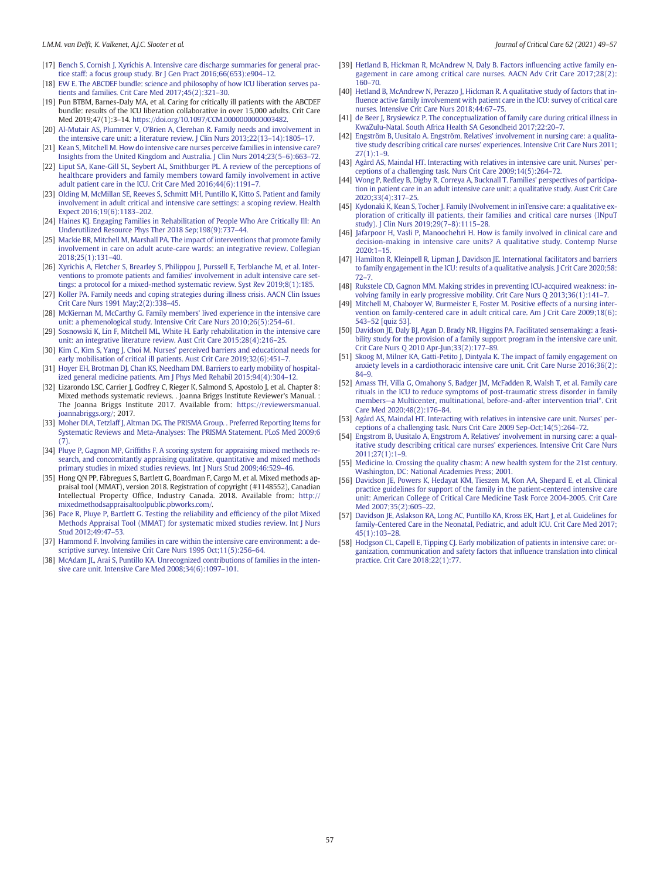[17] Bench S, Cornish J, Xyrichis A. Intensive care discharge summaries for general practice staff: a focus group study. Br J Gen Pract 2016;66(653):e904–12.

[18] EW E. The ABCDEF bundle: science and philosophy of how ICU liberation serves patients and families. Crit Care Med 2017;45(2):321–30.

[19] Pun BTBM, Barnes-Daly MA, et al. Caring for critically ill patients with the ABCDEF bundle: results of the ICU liberation collaborative in over 15,000 adults. Crit Care Med 2019;47(1):3–14. https://doi.org/10.1097/CCM.0000000000003482.

[20] Al-Mutair AS, Plummer V, O'Brien A, Clerehan R. Family needs and involvement in the intensive care unit: a literature review. J Clin Nurs 2013;22(13–14):1805–17.

[21] Kean S, Mitchell M. How do intensive care nurses perceive families in intensive care? Insights from the United Kingdom and Australia. J Clin Nurs 2014;23(5–6):663–72.

[22] Liput SA, Kane-Gill SL, Seybert AL, Smithburger PL. A review of the perceptions of healthcare providers and family members toward family involvement in active adult patient care in the ICU. Crit Care Med 2016;44(6):1191–7.

[23] Olding M, McMillan SE, Reeves S, Schmitt MH, Puntillo K, Kitto S. Patient and family involvement in adult critical and intensive care settings: a scoping review. Health Expect 2016;19(6):1183–202.

[24] Haines KJ. Engaging Families in Rehabilitation of People Who Are Critically Ill: An Underutilized Resource Phys Ther 2018 Sep;198(9):737–44.

[25] Mackie BR, Mitchell M, Marshall PA. The impact of interventions that promote family involvement in care on adult acute-care wards: an integrative review. Collegian 2018;25(1):131–40.

[26] Xyrichis A, Fletcher S, Brearley S, Philippou J, Purssell E, Terblanche M, et al. Interventions to promote patients and families' involvement in adult intensive care settings: a protocol for a mixed-method systematic review. Syst Rev 2019;8(1):185.

[27] Koller PA. Family needs and coping strategies during illness crisis. AACN Clin Issues Crit Care Nurs 1991 May;2(2):338–45.

[28] McKiernan M, McCarthy G. Family members' lived experience in the intensive care unit: a phemenological study. Intensive Crit Care Nurs 2010;26(5):254–61.

[29] Sosnowski K, Lin F, Mitchell ML, White H. Early rehabilitation in the intensive care unit: an integrative literature review. Aust Crit Care 2015;28(4):216–25.

[30] Kim C, Kim S, Yang J, Choi M. Nurses' perceived barriers and educational needs for early mobilisation of critical ill patients. Aust Crit Care 2019;32(6):451–7.

[31] Hoyer EH, Brotman DJ, Chan KS, Needham DM. Barriers to early mobility of hospitalized general medicine patients. Am J Phys Med Rehabil 2015;94(4):304–12.

[32] Lizarondo LSC, Carrier J, Godfrey C, Rieger K, Salmond S, Apostolo J, et al. Chapter 8: Mixed methods systematic reviews. . Joanna Briggs Institute Reviewer's Manual. : The Joanna Briggs Institute 2017. Available from: https://reviewersmanual.joannabriggs.org/; 2017.

[33] Moher DLA, Tetzlaff J, Altman DG. The PRISMA Group. . Preferred Reporting Items for Systematic Reviews and Meta-Analyses: The PRISMA Statement. PLoS Med 2009;6 (7).

[34] Pluye P, Gagnon MP, Griffiths F. A scoring system for appraising mixed methods research, and concomitantly appraising qualitative, quantitative and mixed methods primary studies in mixed studies reviews. Int J Nurs Stud 2009;46:529–46.

[35] Hong QN PP, Fàbregues S, Bartlett G, Boardman F, Cargo M, et al. Mixed methods appraisal tool (MMAT), version 2018. Registration of copyright (#1148552), Canadian Intellectual Property Office, Industry Canada. 2018. Available from: http://mixedmethodsappraisaltoolpublic.pbworks.com/.

[36] Pace R, Pluye P, Bartlett G. Testing the reliability and efficiency of the pilot Mixed Methods Appraisal Tool (MMAT) for systematic mixed studies review. Int J Nurs Stud 2012;49:47–53.

[37] Hammond F. Involving families in care within the intensive care environment: a descriptive survey. Intensive Crit Care Nurs 1995 Oct;11(5):256–64.

[38] McAdam JL, Arai S, Puntillo KA. Unrecognized contributions of families in the intensive care unit. Intensive Care Med 2008;34(6):1097–101.

[39] Hetland B, Hickman R, McAndrew N, Daly B. Factors influencing active family engagement in care among critical care nurses. AACN Adv Crit Care 2017;28(2): 160–70.

[40] Hetland B, McAndrew N, Perazzo J, Hickman R. A qualitative study of factors that influence active family involvement with patient care in the ICU: survey of critical care nurses. Intensive Crit Care Nurs 2018;44:67–75.

[41] de Beer J, Brysiewicz P. The conceptualization of family care during critical illness in KwaZulu-Natal. South Africa Health SA Gesondheid 2017;22:20–7.

[42] Engström B, Uusitalo A. Engström. Relatives' involvement in nursing care: a qualitative study describing critical care nurses' experiences. Intensive Crit Care Nurs 2011; 27(1):1–9.

[43] Agård AS, Maindal HT. Interacting with relatives in intensive care unit. Nurses' perceptions of a challenging task. Nurs Crit Care 2009;14(5):264–72.

[44] Wong P, Redley B, Digby R, Correya A, Bucknall T. Families' perspectives of participation in patient care in an adult intensive care unit: a qualitative study. Aust Crit Care 2020;33(4):317–25.

[45] Kydonaki K, Kean S, Tocher J. Family INvolvement in inTensive care: a qualitative exploration of critically ill patients, their families and critical care nurses (INpuT study). J Clin Nurs 2019;29(7–8):1115–28.

[46] Jafarpoor H, Vasli P, Manoochehri H. How is family involved in clinical care and decision-making in intensive care units? A qualitative study. Contemp Nurse 2020:1–15.

[47] Hamilton R, Kleinpell R, Lipman J, Davidson JE. International facilitators and barriers to family engagement in the ICU: results of a qualitative analysis. J Crit Care 2020;58: 72–7.

[48] Rukstele CD, Gagnon MM. Making strides in preventing ICU-acquired weakness: involving family in early progressive mobility. Crit Care Nurs Q 2013;36(1):141–7.

[49] Mitchell M, Chaboyer W, Burmeister E, Foster M. Positive effects of a nursing intervention on family-centered care in adult critical care. Am J Crit Care 2009;18(6): 543–52 [quiz 53].

[50] Davidson JE, Daly BJ, Agan D, Brady NR, Higgins PA. Facilitated sensemaking: a feasibility study for the provision of a family support program in the intensive care unit. Crit Care Nurs Q 2010 Apr-Jun;33(2):177–89.

[51] Skoog M, Milner KA, Gatti-Petito J, Dintyala K. The impact of family engagement on anxiety levels in a cardiothoracic intensive care unit. Crit Care Nurse 2016;36(2): 84–9.

[52] Amass TH, Villa G, Omahony S, Badger JM, McFadden R, Walsh T, et al. Family care rituals in the ICU to reduce symptoms of post-traumatic stress disorder in family members—a Multicenter, multinational, before-and-after intervention trial*. Crit Care Med 2020;48(2):176–84.

[53] Agård AS, Maindal HT. Interacting with relatives in intensive care unit. Nurses' perceptions of a challenging task. Nurs Crit Care 2009 Sep-Oct;14(5):264–72.

[54] Engstrom B, Uusitalo A, Engstrom A. Relatives' involvement in nursing care: a qualitative study describing critical care nurses' experiences. Intensive Crit Care Nurs 2011;27(1):1–9.

[55] Medicine Io. Crossing the quality chasm: A new health system for the 21st century. Washington, DC: National Academies Press; 2001.

[56] Davidson JE, Powers K, Hedayat KM, Tieszen M, Kon AA, Shepard E, et al. Clinical practice guidelines for support of the family in the patient-centered intensive care unit: American College of Critical Care Medicine Task Force 2004-2005. Crit Care Med 2007;35(2):605–22.

[57] Davidson JE, Aslakson RA, Long AC, Puntillo KA, Kross EK, Hart J, et al. Guidelines for family-Centered Care in the Neonatal, Pediatric, and adult ICU. Crit Care Med 2017; 45(1):103–28.

[58] Hodgson CL, Capell E, Tipping CJ. Early mobilization of patients in intensive care: organization, communication and safety factors that influence translation into clinical practice. Crit Care 2018;22(1):77.